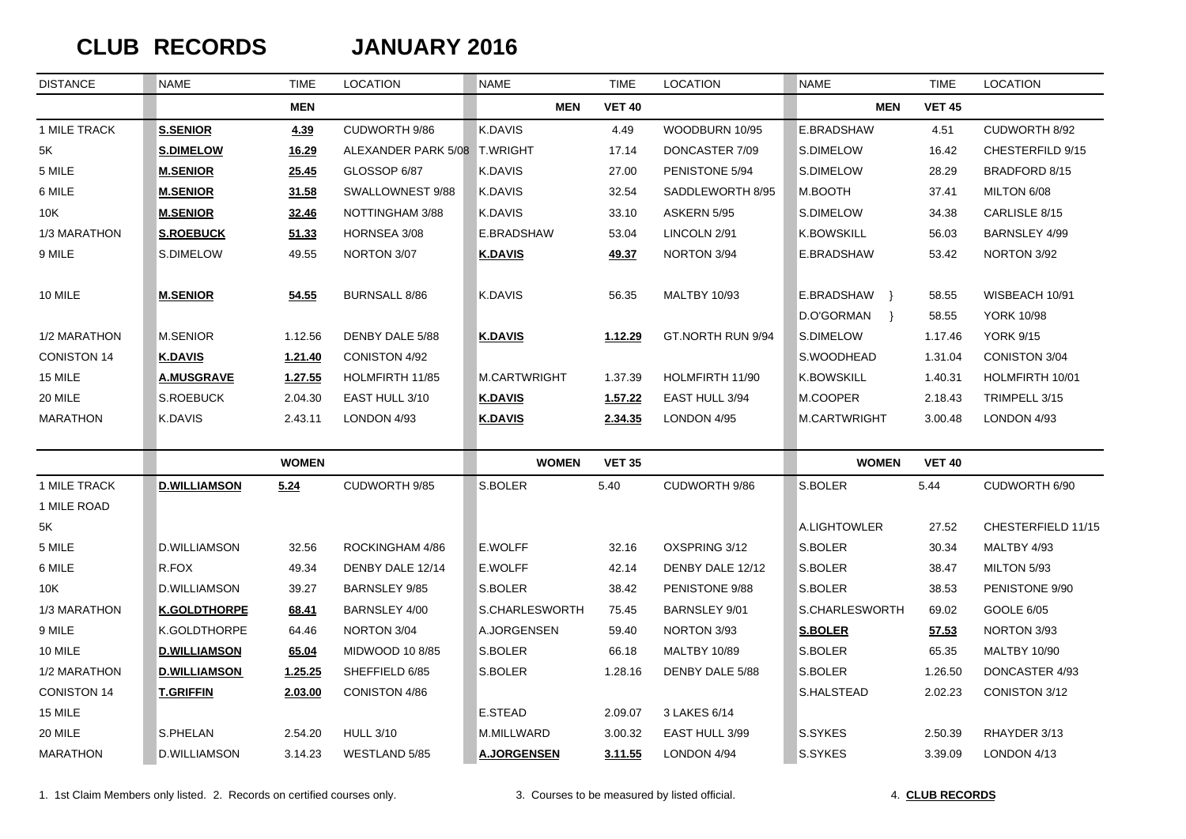# CLUB RECORDS JANUARY 2016

| DISTANCE | NAME | TIME | LOCATION | NAME | TIME | LOCATION | NAME | TIME | LOCATION |
|---|---|---|---|---|---|---|---|---|---|
| | | **MEN** | | **MEN** | **VET 40** | | **MEN** | **VET 45** | |
| 1 MILE TRACK | **S.SENIOR** | **4.39** | CUDWORTH 9/86 | K.DAVIS | 4.49 | WOODBURN 10/95 | E.BRADSHAW | 4.51 | CUDWORTH 8/92 |
| 5K | **S.DIMELOW** | **16.29** | ALEXANDER PARK 5/08 | T.WRIGHT | 17.14 | DONCASTER 7/09 | S.DIMELOW | 16.42 | CHESTERFILD 9/15 |
| 5 MILE | **M.SENIOR** | **25.45** | GLOSSOP 6/87 | K.DAVIS | 27.00 | PENISTONE 5/94 | S.DIMELOW | 28.29 | BRADFORD 8/15 |
| 6 MILE | **M.SENIOR** | **31.58** | SWALLOWNEST 9/88 | K.DAVIS | 32.54 | SADDLEWORTH 8/95 | M.BOOTH | 37.41 | MILTON 6/08 |
| 10K | **M.SENIOR** | **32.46** | NOTTINGHAM 3/88 | K.DAVIS | 33.10 | ASKERN 5/95 | S.DIMELOW | 34.38 | CARLISLE 8/15 |
| 1/3 MARATHON | **S.ROEBUCK** | **51.33** | HORNSEA 3/08 | E.BRADSHAW | 53.04 | LINCOLN 2/91 | K.BOWSKILL | 56.03 | BARNSLEY 4/99 |
| 9 MILE | S.DIMELOW | 49.55 | NORTON 3/07 | **K.DAVIS** | **49.37** | NORTON 3/94 | E.BRADSHAW | 53.42 | NORTON 3/92 |
| 10 MILE | **M.SENIOR** | **54.55** | BURNSALL 8/86 | K.DAVIS | 56.35 | MALTBY 10/93 | E.BRADSHAW } | 58.55 | WISBEACH 10/91 |
| | | | | | | | D.O'GORMAN } | 58.55 | YORK 10/98 |
| 1/2 MARATHON | M.SENIOR | 1.12.56 | DENBY DALE 5/88 | **K.DAVIS** | **1.12.29** | GT.NORTH RUN 9/94 | S.DIMELOW | 1.17.46 | YORK 9/15 |
| CONISTON 14 | **K.DAVIS** | **1.21.40** | CONISTON 4/92 | | | | S.WOODHEAD | 1.31.04 | CONISTON 3/04 |
| 15 MILE | **A.MUSGRAVE** | **1.27.55** | HOLMFIRTH 11/85 | M.CARTWRIGHT | 1.37.39 | HOLMFIRTH 11/90 | K.BOWSKILL | 1.40.31 | HOLMFIRTH 10/01 |
| 20 MILE | S.ROEBUCK | 2.04.30 | EAST HULL 3/10 | **K.DAVIS** | **1.57.22** | EAST HULL 3/94 | M.COOPER | 2.18.43 | TRIMPELL 3/15 |
| MARATHON | K.DAVIS | 2.43.11 | LONDON 4/93 | **K.DAVIS** | **2.34.35** | LONDON 4/95 | M.CARTWRIGHT | 3.00.48 | LONDON 4/93 |
| | | **WOMEN** | | **WOMEN** | **VET 35** | | **WOMEN** | **VET 40** | |
| 1 MILE TRACK | **D.WILLIAMSON** | **5.24** | CUDWORTH 9/85 | S.BOLER | 5.40 | CUDWORTH 9/86 | S.BOLER | 5.44 | CUDWORTH 6/90 |
| 1 MILE ROAD | | | | | | | | | |
| 5K | | | | | | | A.LIGHTOWLER | 27.52 | CHESTERFIELD 11/15 |
| 5 MILE | D.WILLIAMSON | 32.56 | ROCKINGHAM 4/86 | E.WOLFF | 32.16 | OXSPRING 3/12 | S.BOLER | 30.34 | MALTBY 4/93 |
| 6 MILE | R.FOX | 49.34 | DENBY DALE 12/14 | E.WOLFF | 42.14 | DENBY DALE 12/12 | S.BOLER | 38.47 | MILTON 5/93 |
| 10K | D.WILLIAMSON | 39.27 | BARNSLEY 9/85 | S.BOLER | 38.42 | PENISTONE 9/88 | S.BOLER | 38.53 | PENISTONE 9/90 |
| 1/3 MARATHON | **K.GOLDTHORPE** | **68.41** | BARNSLEY 4/00 | S.CHARLESWORTH | 75.45 | BARNSLEY 9/01 | S.CHARLESWORTH | 69.02 | GOOLE 6/05 |
| 9 MILE | K.GOLDTHORPE | 64.46 | NORTON 3/04 | A.JORGENSEN | 59.40 | NORTON 3/93 | **S.BOLER** | **57.53** | NORTON 3/93 |
| 10 MILE | **D.WILLIAMSON** | **65.04** | MIDWOOD 10 8/85 | S.BOLER | 66.18 | MALTBY 10/89 | S.BOLER | 65.35 | MALTBY 10/90 |
| 1/2 MARATHON | **D.WILLIAMSON** | **1.25.25** | SHEFFIELD 6/85 | S.BOLER | 1.28.16 | DENBY DALE 5/88 | S.BOLER | 1.26.50 | DONCASTER 4/93 |
| CONISTON 14 | **T.GRIFFIN** | **2.03.00** | CONISTON 4/86 | | | | S.HALSTEAD | 2.02.23 | CONISTON 3/12 |
| 15 MILE | | | | E.STEAD | 2.09.07 | 3 LAKES 6/14 | | | |
| 20 MILE | S.PHELAN | 2.54.20 | HULL 3/10 | M.MILLWARD | 3.00.32 | EAST HULL 3/99 | S.SYKES | 2.50.39 | RHAYDER 3/13 |
| MARATHON | D.WILLIAMSON | 3.14.23 | WESTLAND 5/85 | **A.JORGENSEN** | **3.11.55** | LONDON 4/94 | S.SYKES | 3.39.09 | LONDON 4/13 |

1. 1st Claim Members only listed. 2. Records on certified courses only. 3. Courses to be measured by listed official. 4. **CLUB RECORDS**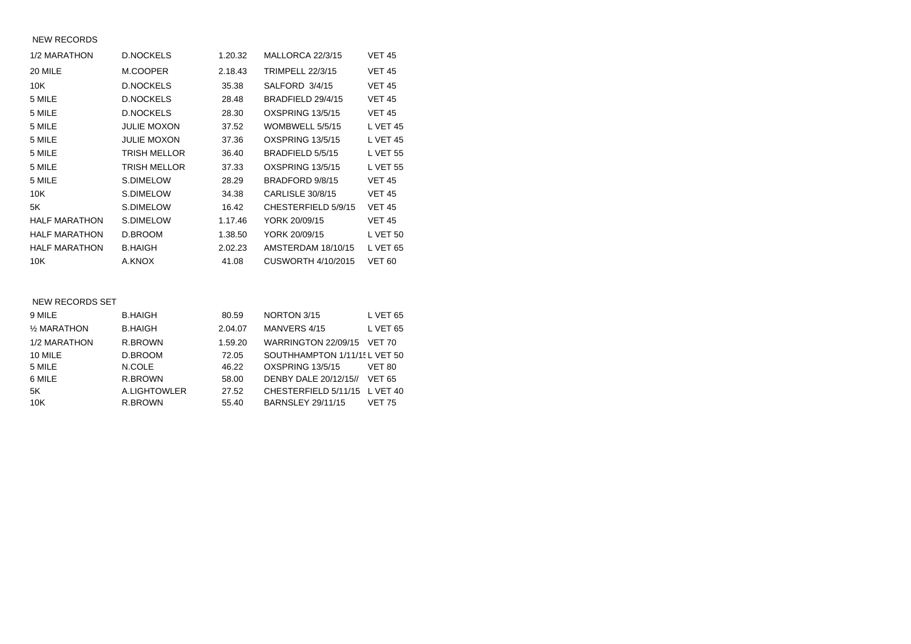NEW RECORDS

| | | | | |
|---|---|---|---|---|
| 1/2 MARATHON | D.NOCKELS | 1.20.32 | MALLORCA 22/3/15 | VET 45 |
| 20 MILE | M.COOPER | 2.18.43 | TRIMPELL 22/3/15 | VET 45 |
| 10K | D.NOCKELS | 35.38 | SALFORD 3/4/15 | VET 45 |
| 5 MILE | D.NOCKELS | 28.48 | BRADFIELD 29/4/15 | VET 45 |
| 5 MILE | D.NOCKELS | 28.30 | OXSPRING 13/5/15 | VET 45 |
| 5 MILE | JULIE MOXON | 37.52 | WOMBWELL 5/5/15 | L VET 45 |
| 5 MILE | JULIE MOXON | 37.36 | OXSPRING 13/5/15 | L VET 45 |
| 5 MILE | TRISH MELLOR | 36.40 | BRADFIELD 5/5/15 | L VET 55 |
| 5 MILE | TRISH MELLOR | 37.33 | OXSPRING 13/5/15 | L VET 55 |
| 5 MILE | S.DIMELOW | 28.29 | BRADFORD 9/8/15 | VET 45 |
| 10K | S.DIMELOW | 34.38 | CARLISLE 30/8/15 | VET 45 |
| 5K | S.DIMELOW | 16.42 | CHESTERFIELD 5/9/15 | VET 45 |
| HALF MARATHON | S.DIMELOW | 1.17.46 | YORK 20/09/15 | VET 45 |
| HALF MARATHON | D.BROOM | 1.38.50 | YORK 20/09/15 | L VET 50 |
| HALF MARATHON | B.HAIGH | 2.02.23 | AMSTERDAM 18/10/15 | L VET 65 |
| 10K | A.KNOX | 41.08 | CUSWORTH 4/10/2015 | VET 60 |

NEW RECORDS SET

| | | | | |
|---|---|---|---|---|
| 9 MILE | B.HAIGH | 80.59 | NORTON 3/15 | L VET 65 |
| ½ MARATHON | B.HAIGH | 2.04.07 | MANVERS 4/15 | L VET 65 |
| 1/2 MARATHON | R.BROWN | 1.59.20 | WARRINGTON 22/09/15 | VET 70 |
| 10 MILE | D.BROOM | 72.05 | SOUTHHAMPTON 1/11/15 | L VET 50 |
| 5 MILE | N.COLE | 46.22 | OXSPRING 13/5/15 | VET 80 |
| 6 MILE | R.BROWN | 58.00 | DENBY DALE 20/12/15// | VET 65 |
| 5K | A.LIGHTOWLER | 27.52 | CHESTERFIELD 5/11/15 | L VET 40 |
| 10K | R.BROWN | 55.40 | BARNSLEY 29/11/15 | VET 75 |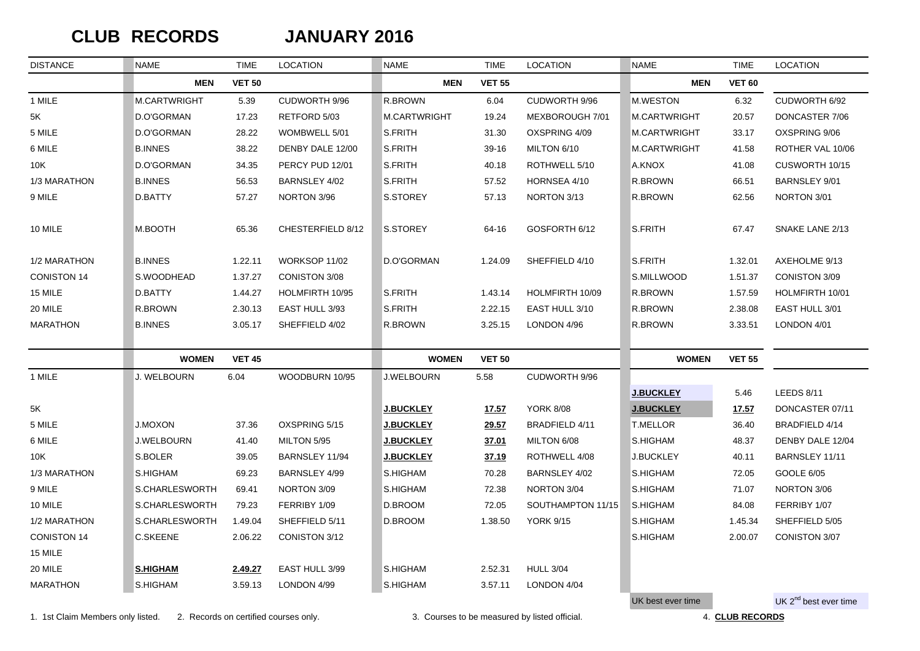# CLUB RECORDS JANUARY 2016

| DISTANCE | NAME | TIME | LOCATION | NAME | TIME | LOCATION | NAME | TIME | LOCATION |
|---|---|---|---|---|---|---|---|---|---|
| | **MEN** | **VET 50** | | **MEN** | **VET 55** | | **MEN** | **VET 60** | |
| 1 MILE | M.CARTWRIGHT | 5.39 | CUDWORTH 9/96 | R.BROWN | 6.04 | CUDWORTH 9/96 | M.WESTON | 6.32 | CUDWORTH 6/92 |
| 5K | D.O'GORMAN | 17.23 | RETFORD 5/03 | M.CARTWRIGHT | 19.24 | MEXBOROUGH 7/01 | M.CARTWRIGHT | 20.57 | DONCASTER 7/06 |
| 5 MILE | D.O'GORMAN | 28.22 | WOMBWELL 5/01 | S.FRITH | 31.30 | OXSPRING 4/09 | M.CARTWRIGHT | 33.17 | OXSPRING 9/06 |
| 6 MILE | B.INNES | 38.22 | DENBY DALE 12/00 | S.FRITH | 39-16 | MILTON 6/10 | M.CARTWRIGHT | 41.58 | ROTHER VAL 10/06 |
| 10K | D.O'GORMAN | 34.35 | PERCY PUD 12/01 | S.FRITH | 40.18 | ROTHWELL 5/10 | A.KNOX | 41.08 | CUSWORTH 10/15 |
| 1/3 MARATHON | B.INNES | 56.53 | BARNSLEY 4/02 | S.FRITH | 57.52 | HORNSEA 4/10 | R.BROWN | 66.51 | BARNSLEY 9/01 |
| 9 MILE | D.BATTY | 57.27 | NORTON 3/96 | S.STOREY | 57.13 | NORTON 3/13 | R.BROWN | 62.56 | NORTON 3/01 |
| 10 MILE | M.BOOTH | 65.36 | CHESTERFIELD 8/12 | S.STOREY | 64-16 | GOSFORTH 6/12 | S.FRITH | 67.47 | SNAKE LANE 2/13 |
| 1/2 MARATHON | B.INNES | 1.22.11 | WORKSOP 11/02 | D.O'GORMAN | 1.24.09 | SHEFFIELD 4/10 | S.FRITH | 1.32.01 | AXEHOLME 9/13 |
| CONISTON 14 | S.WOODHEAD | 1.37.27 | CONISTON 3/08 | | | | S.MILLWOOD | 1.51.37 | CONISTON 3/09 |
| 15 MILE | D.BATTY | 1.44.27 | HOLMFIRTH 10/95 | S.FRITH | 1.43.14 | HOLMFIRTH 10/09 | R.BROWN | 1.57.59 | HOLMFIRTH 10/01 |
| 20 MILE | R.BROWN | 2.30.13 | EAST HULL 3/93 | S.FRITH | 2.22.15 | EAST HULL 3/10 | R.BROWN | 2.38.08 | EAST HULL 3/01 |
| MARATHON | B.INNES | 3.05.17 | SHEFFIELD 4/02 | R.BROWN | 3.25.15 | LONDON 4/96 | R.BROWN | 3.33.51 | LONDON 4/01 |
| | **WOMEN** | **VET 45** | | **WOMEN** | **VET 50** | | **WOMEN** | **VET 55** | |
| 1 MILE | J. WELBOURN | 6.04 | WOODBURN 10/95 | J.WELBOURN | 5.58 | CUDWORTH 9/96 | **J.BUCKLEY** | 5.46 | LEEDS 8/11 |
| 5K | | | | **J.BUCKLEY** | **17.57** | YORK 8/08 | **J.BUCKLEY** | **17.57** | DONCASTER 07/11 |
| 5 MILE | J.MOXON | 37.36 | OXSPRING 5/15 | **J.BUCKLEY** | **29.57** | BRADFIELD 4/11 | T.MELLOR | 36.40 | BRADFIELD 4/14 |
| 6 MILE | J.WELBOURN | 41.40 | MILTON 5/95 | **J.BUCKLEY** | **37.01** | MILTON 6/08 | S.HIGHAM | 48.37 | DENBY DALE 12/04 |
| 10K | S.BOLER | 39.05 | BARNSLEY 11/94 | **J.BUCKLEY** | **37.19** | ROTHWELL 4/08 | J.BUCKLEY | 40.11 | BARNSLEY 11/11 |
| 1/3 MARATHON | S.HIGHAM | 69.23 | BARNSLEY 4/99 | S.HIGHAM | 70.28 | BARNSLEY 4/02 | S.HIGHAM | 72.05 | GOOLE 6/05 |
| 9 MILE | S.CHARLESWORTH | 69.41 | NORTON 3/09 | S.HIGHAM | 72.38 | NORTON 3/04 | S.HIGHAM | 71.07 | NORTON 3/06 |
| 10 MILE | S.CHARLESWORTH | 79.23 | FERRIBY 1/09 | D.BROOM | 72.05 | SOUTHAMPTON 11/15 | S.HIGHAM | 84.08 | FERRIBY 1/07 |
| 1/2 MARATHON | S.CHARLESWORTH | 1.49.04 | SHEFFIELD 5/11 | D.BROOM | 1.38.50 | YORK 9/15 | S.HIGHAM | 1.45.34 | SHEFFIELD 5/05 |
| CONISTON 14 | C.SKEENE | 2.06.22 | CONISTON 3/12 | | | | S.HIGHAM | 2.00.07 | CONISTON 3/07 |
| 15 MILE | | | | | | | | | |
| 20 MILE | **S.HIGHAM** | **2.49.27** | EAST HULL 3/99 | S.HIGHAM | 2.52.31 | HULL 3/04 | | | |
| MARATHON | S.HIGHAM | 3.59.13 | LONDON 4/99 | S.HIGHAM | 3.57.11 | LONDON 4/04 | | | |

UK best ever time — UK 2nd best ever time

1. 1st Claim Members only listed. 2. Records on certified courses only. 3. Courses to be measured by listed official. 4. **CLUB RECORDS**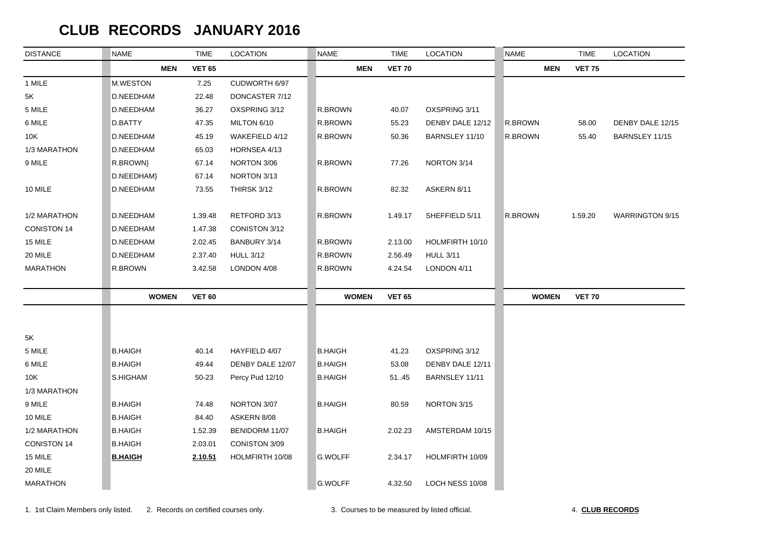# CLUB RECORDS JANUARY 2016

| DISTANCE | NAME | TIME | LOCATION | NAME | TIME | LOCATION | NAME | TIME | LOCATION |
|---|---|---|---|---|---|---|---|---|---|
| | **MEN** | **VET 65** | | **MEN** | **VET 70** | | **MEN** | **VET 75** | |
| 1 MILE | M.WESTON | 7.25 | CUDWORTH 6/97 | | | | | | |
| 5K | D.NEEDHAM | 22.48 | DONCASTER 7/12 | | | | | | |
| 5 MILE | D.NEEDHAM | 36.27 | OXSPRING 3/12 | R.BROWN | 40.07 | OXSPRING 3/11 | | | |
| 6 MILE | D.BATTY | 47.35 | MILTON 6/10 | R.BROWN | 55.23 | DENBY DALE 12/12 | R.BROWN | 58.00 | DENBY DALE 12/15 |
| 10K | D.NEEDHAM | 45.19 | WAKEFIELD 4/12 | R.BROWN | 50.36 | BARNSLEY 11/10 | R.BROWN | 55.40 | BARNSLEY 11/15 |
| 1/3 MARATHON | D.NEEDHAM | 65.03 | HORNSEA 4/13 | | | | | | |
| 9 MILE | R.BROWN} | 67.14 | NORTON 3/06 | R.BROWN | 77.26 | NORTON 3/14 | | | |
| | D.NEEDHAM} | 67.14 | NORTON 3/13 | | | | | | |
| 10 MILE | D.NEEDHAM | 73.55 | THIRSK 3/12 | R.BROWN | 82.32 | ASKERN 8/11 | | | |
| 1/2 MARATHON | D.NEEDHAM | 1.39.48 | RETFORD 3/13 | R.BROWN | 1.49.17 | SHEFFIELD 5/11 | R.BROWN | 1.59.20 | WARRINGTON 9/15 |
| CONISTON 14 | D.NEEDHAM | 1.47.38 | CONISTON 3/12 | | | | | | |
| 15 MILE | D.NEEDHAM | 2.02.45 | BANBURY 3/14 | R.BROWN | 2.13.00 | HOLMFIRTH 10/10 | | | |
| 20 MILE | D.NEEDHAM | 2.37.40 | HULL 3/12 | R.BROWN | 2.56.49 | HULL 3/11 | | | |
| MARATHON | R.BROWN | 3.42.58 | LONDON 4/08 | R.BROWN | 4.24.54 | LONDON 4/11 | | | |
| | **WOMEN** | **VET 60** | | **WOMEN** | **VET 65** | | **WOMEN** | **VET 70** | |
| 5K | | | | | | | | | |
| 5 MILE | B.HAIGH | 40.14 | HAYFIELD 4/07 | B.HAIGH | 41.23 | OXSPRING 3/12 | | | |
| 6 MILE | B.HAIGH | 49.44 | DENBY DALE 12/07 | B.HAIGH | 53.08 | DENBY DALE 12/11 | | | |
| 10K | S.HIGHAM | 50-23 | Percy Pud 12/10 | B.HAIGH | 51..45 | BARNSLEY 11/11 | | | |
| 1/3 MARATHON | | | | | | | | | |
| 9 MILE | B.HAIGH | 74.48 | NORTON 3/07 | B.HAIGH | 80.59 | NORTON 3/15 | | | |
| 10 MILE | B.HAIGH | 84.40 | ASKERN 8/08 | | | | | | |
| 1/2 MARATHON | B.HAIGH | 1.52.39 | BENIDORM 11/07 | B.HAIGH | 2.02.23 | AMSTERDAM 10/15 | | | |
| CONISTON 14 | B.HAIGH | 2.03.01 | CONISTON 3/09 | | | | | | |
| 15 MILE | **B.HAIGH** | **2.10.51** | HOLMFIRTH 10/08 | G.WOLFF | 2.34.17 | HOLMFIRTH 10/09 | | | |
| 20 MILE | | | | | | | | | |
| MARATHON | | | | G.WOLFF | 4.32.50 | LOCH NESS 10/08 | | | |

1. 1st Claim Members only listed. 2. Records on certified courses only. 3. Courses to be measured by listed official. 4. **CLUB RECORDS**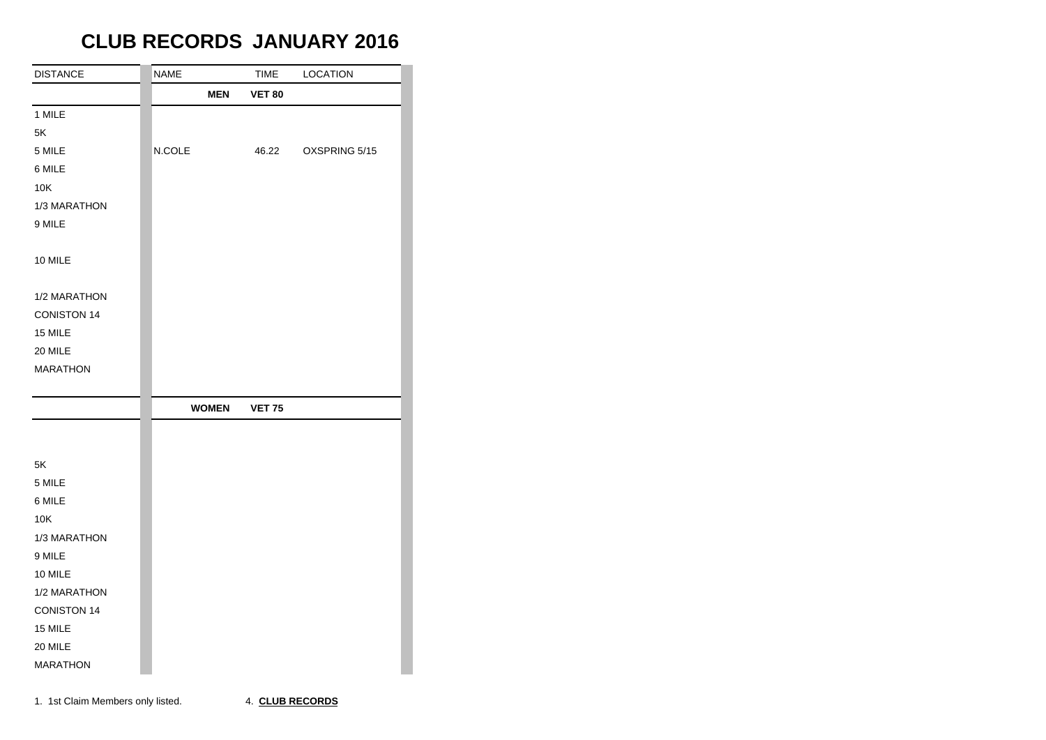# CLUB RECORDS JANUARY 2016

| DISTANCE | NAME | TIME | LOCATION |
|---|---|---|---|
| | **MEN** | **VET 80** | |
| 1 MILE | | | |
| 5K | | | |
| 5 MILE | N.COLE | 46.22 | OXSPRING 5/15 |
| 6 MILE | | | |
| 10K | | | |
| 1/3 MARATHON | | | |
| 9 MILE | | | |
| 10 MILE | | | |
| 1/2 MARATHON | | | |
| CONISTON 14 | | | |
| 15 MILE | | | |
| 20 MILE | | | |
| MARATHON | | | |
| | **WOMEN** | **VET 75** | |
| 5K | | | |
| 5 MILE | | | |
| 6 MILE | | | |
| 10K | | | |
| 1/3 MARATHON | | | |
| 9 MILE | | | |
| 10 MILE | | | |
| 1/2 MARATHON | | | |
| CONISTON 14 | | | |
| 15 MILE | | | |
| 20 MILE | | | |
| MARATHON | | | |

1. 1st Claim Members only listed.

4. **CLUB RECORDS**